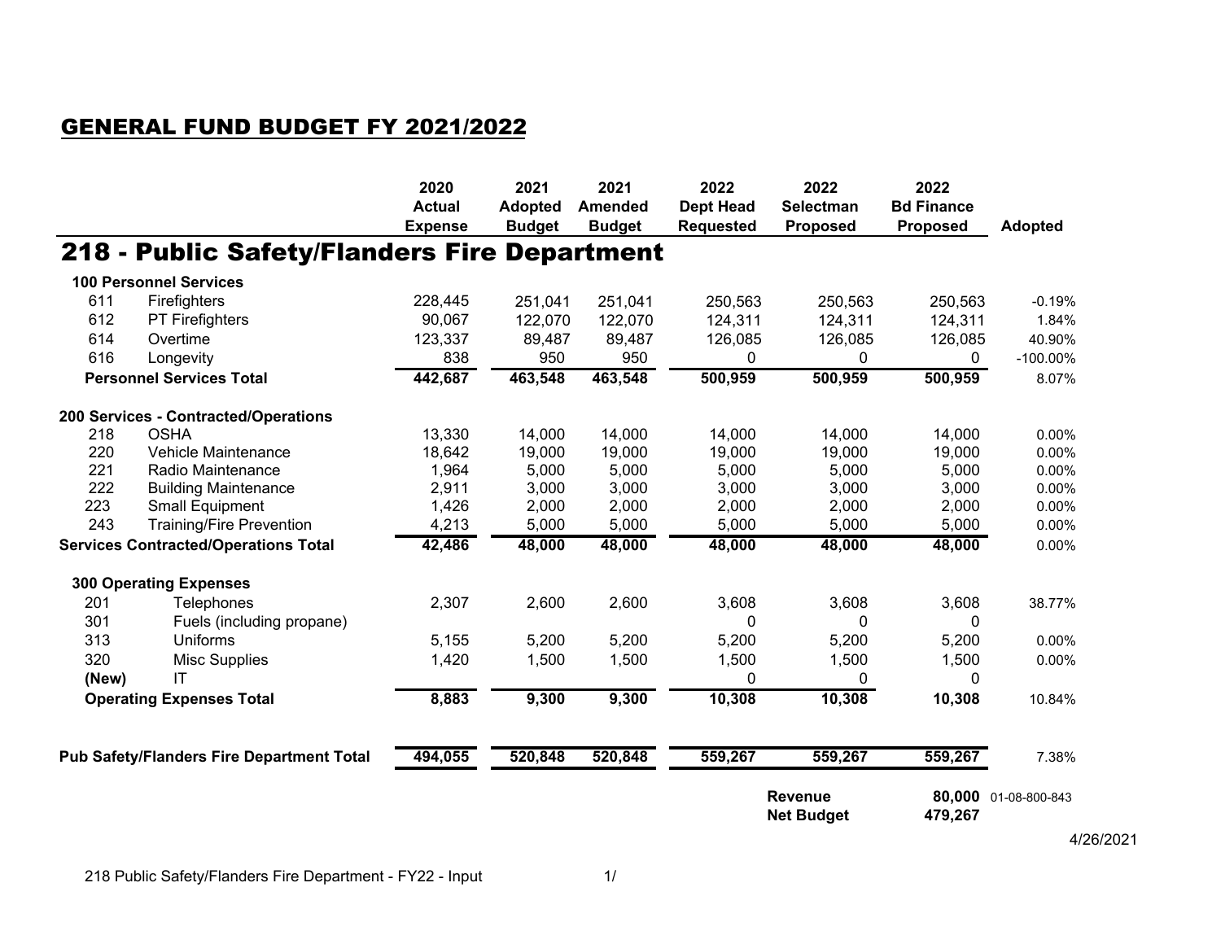# GENERAL FUND BUDGET FY 2021/2022

## 218 - Public Safety/Flanders Fire Department

| | | 2020 Actual Expense | 2021 Adopted Budget | 2021 Amended Budget | 2022 Dept Head Requested | 2022 Selectman Proposed | 2022 Bd Finance Proposed | Adopted |
|---|---|---|---|---|---|---|---|---|
| **100 Personnel Services** | | | | | | | | |
| 611 | Firefighters | 228,445 | 251,041 | 251,041 | 250,563 | 250,563 | 250,563 | -0.19% |
| 612 | PT Firefighters | 90,067 | 122,070 | 122,070 | 124,311 | 124,311 | 124,311 | 1.84% |
| 614 | Overtime | 123,337 | 89,487 | 89,487 | 126,085 | 126,085 | 126,085 | 40.90% |
| 616 | Longevity | 838 | 950 | 950 | 0 | 0 | 0 | -100.00% |
| **Personnel Services Total** | | **442,687** | **463,548** | **463,548** | **500,959** | **500,959** | **500,959** | 8.07% |
| **200 Services - Contracted/Operations** | | | | | | | | |
| 218 | OSHA | 13,330 | 14,000 | 14,000 | 14,000 | 14,000 | 14,000 | 0.00% |
| 220 | Vehicle Maintenance | 18,642 | 19,000 | 19,000 | 19,000 | 19,000 | 19,000 | 0.00% |
| 221 | Radio Maintenance | 1,964 | 5,000 | 5,000 | 5,000 | 5,000 | 5,000 | 0.00% |
| 222 | Building Maintenance | 2,911 | 3,000 | 3,000 | 3,000 | 3,000 | 3,000 | 0.00% |
| 223 | Small Equipment | 1,426 | 2,000 | 2,000 | 2,000 | 2,000 | 2,000 | 0.00% |
| 243 | Training/Fire Prevention | 4,213 | 5,000 | 5,000 | 5,000 | 5,000 | 5,000 | 0.00% |
| **Services Contracted/Operations Total** | | **42,486** | **48,000** | **48,000** | **48,000** | **48,000** | **48,000** | 0.00% |
| **300 Operating Expenses** | | | | | | | | |
| 201 | Telephones | 2,307 | 2,600 | 2,600 | 3,608 | 3,608 | 3,608 | 38.77% |
| 301 | Fuels (including propane) | | | | 0 | 0 | 0 | |
| 313 | Uniforms | 5,155 | 5,200 | 5,200 | 5,200 | 5,200 | 5,200 | 0.00% |
| 320 | Misc Supplies | 1,420 | 1,500 | 1,500 | 1,500 | 1,500 | 1,500 | 0.00% |
| **(New)** | IT | | | | 0 | 0 | 0 | |
| **Operating Expenses Total** | | **8,883** | **9,300** | **9,300** | **10,308** | **10,308** | **10,308** | 10.84% |
| **Pub Safety/Flanders Fire Department Total** | | **494,055** | **520,848** | **520,848** | **559,267** | **559,267** | **559,267** | 7.38% |
| | | | | | | **Revenue** | **80,000** | 01-08-800-843 |
| | | | | | | **Net Budget** | **479,267** | |

4/26/2021

218 Public Safety/Flanders Fire Department - FY22 - Input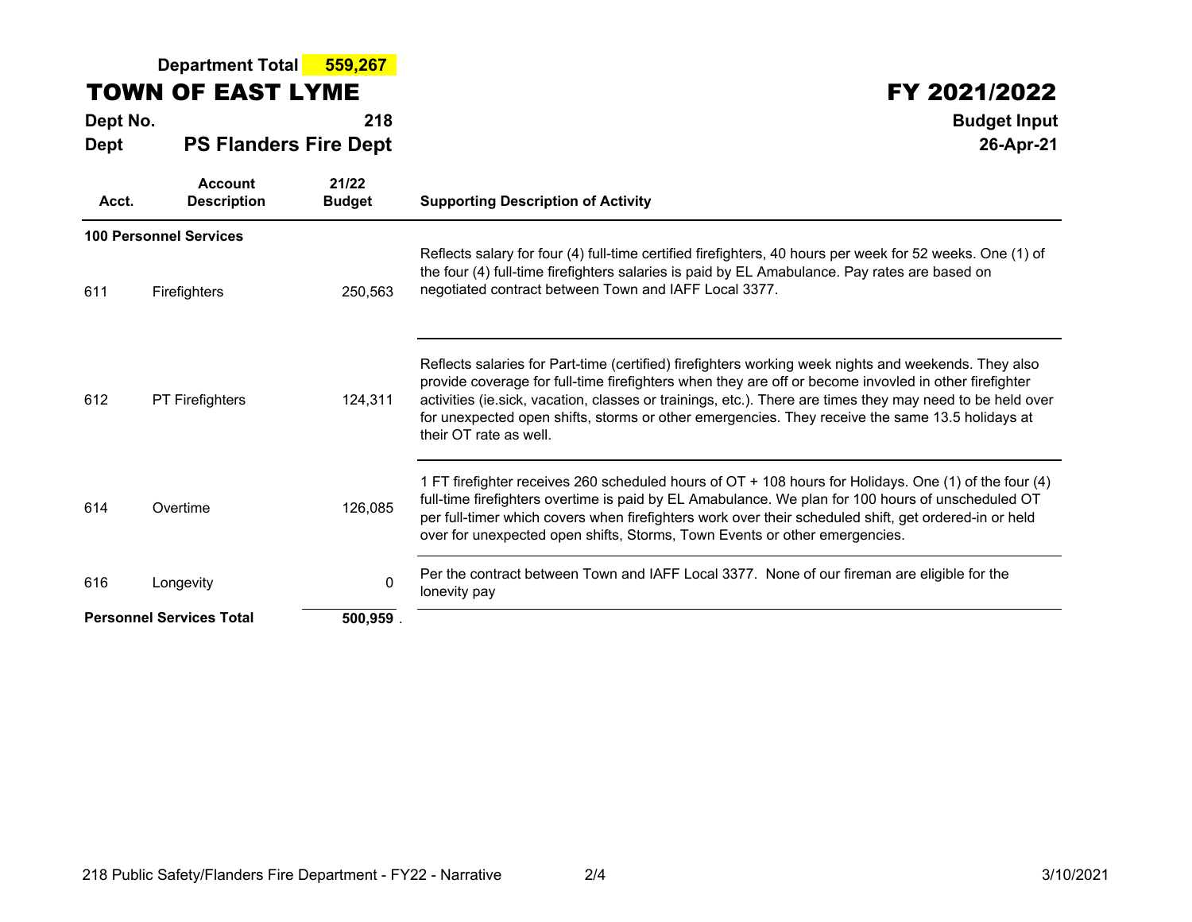**Department Total 559,267**

# TOWN OF EAST LYME

# FY 2021/2022

**Dept No.** **218**

**Dept** **PS Flanders Fire Dept**

**Budget Input**

**26-Apr-21**

| Acct. | Account Description | 21/22 Budget | Supporting Description of Activity |
|---|---|---|---|
| **100 Personnel Services** | | | |
| 611 | Firefighters | 250,563 | Reflects salary for four (4) full-time certified firefighters, 40 hours per week for 52 weeks. One (1) of the four (4) full-time firefighters salaries is paid by EL Amabulance. Pay rates are based on negotiated contract between Town and IAFF Local 3377. |
| 612 | PT Firefighters | 124,311 | Reflects salaries for Part-time (certified) firefighters working week nights and weekends. They also provide coverage for full-time firefighters when they are off or become invovled in other firefighter activities (ie.sick, vacation, classes or trainings, etc.). There are times they may need to be held over for unexpected open shifts, storms or other emergencies. They receive the same 13.5 holidays at their OT rate as well. |
| 614 | Overtime | 126,085 | 1 FT firefighter receives 260 scheduled hours of OT + 108 hours for Holidays. One (1) of the four (4) full-time firefighters overtime is paid by EL Amabulance. We plan for 100 hours of unscheduled OT per full-timer which covers when firefighters work over their scheduled shift, get ordered-in or held over for unexpected open shifts, Storms, Town Events or other emergencies. |
| 616 | Longevity | 0 | Per the contract between Town and IAFF Local 3377. None of our fireman are eligible for the lonevity pay |
| **Personnel Services Total** | | **500,959** | |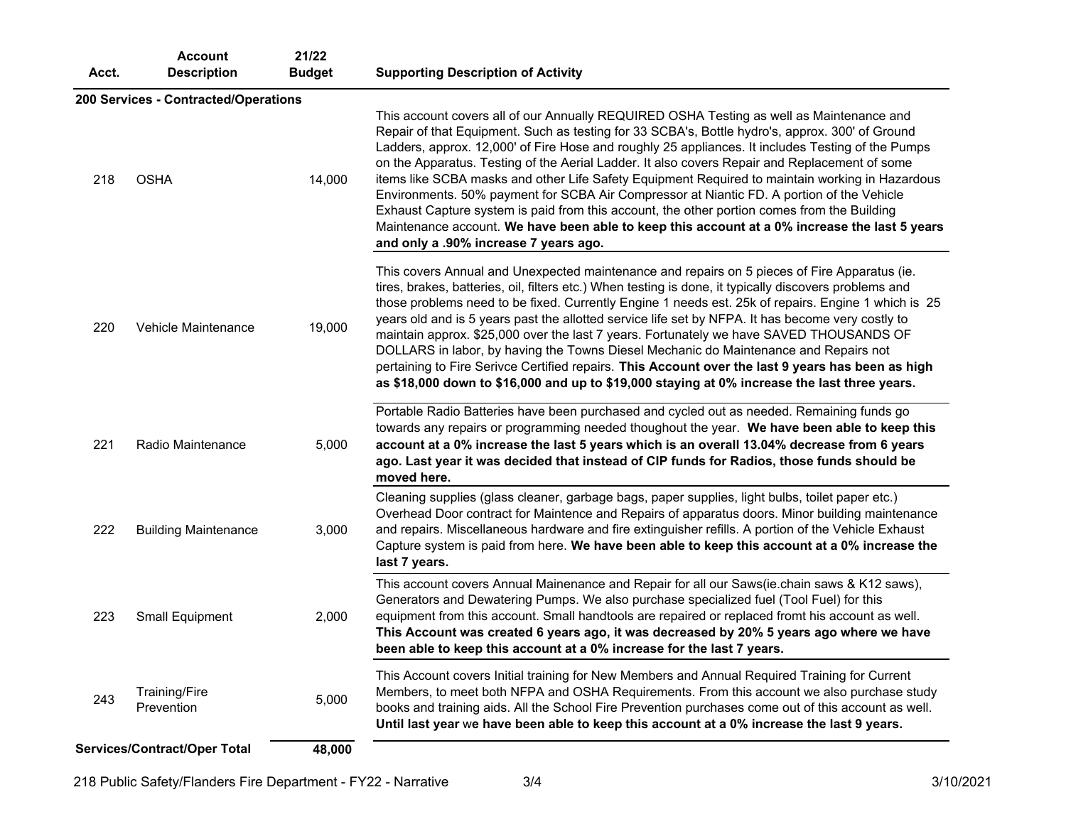| Acct. | Account Description | 21/22 Budget | Supporting Description of Activity |
|---|---|---|---|
| **200 Services - Contracted/Operations** | | | |
| 218 | OSHA | 14,000 | This account covers all of our Annually REQUIRED OSHA Testing as well as Maintenance and Repair of that Equipment. Such as testing for 33 SCBA's, Bottle hydro's, approx. 300' of Ground Ladders, approx. 12,000' of Fire Hose and roughly 25 appliances. It includes Testing of the Pumps on the Apparatus. Testing of the Aerial Ladder. It also covers Repair and Replacement of some items like SCBA masks and other Life Safety Equipment Required to maintain working in Hazardous Environments. 50% payment for SCBA Air Compressor at Niantic FD. A portion of the Vehicle Exhaust Capture system is paid from this account, the other portion comes from the Building Maintenance account. **We have been able to keep this account at a 0% increase the last 5 years and only a .90% increase 7 years ago.** |
| 220 | Vehicle Maintenance | 19,000 | This covers Annual and Unexpected maintenance and repairs on 5 pieces of Fire Apparatus (ie. tires, brakes, batteries, oil, filters etc.) When testing is done, it typically discovers problems and those problems need to be fixed. Currently Engine 1 needs est. 25k of repairs. Engine 1 which is 25 years old and is 5 years past the allotted service life set by NFPA. It has become very costly to maintain approx. $25,000 over the last 7 years. Fortunately we have SAVED THOUSANDS OF DOLLARS in labor, by having the Towns Diesel Mechanic do Maintenance and Repairs not pertaining to Fire Serivce Certified repairs. **This Account over the last 9 years has been as high as $18,000 down to $16,000 and up to $19,000 staying at 0% increase the last three years.** |
| 221 | Radio Maintenance | 5,000 | Portable Radio Batteries have been purchased and cycled out as needed. Remaining funds go towards any repairs or programming needed thoughout the year. **We have been able to keep this account at a 0% increase the last 5 years which is an overall 13.04% decrease from 6 years ago. Last year it was decided that instead of CIP funds for Radios, those funds should be moved here.** |
| 222 | Building Maintenance | 3,000 | Cleaning supplies (glass cleaner, garbage bags, paper supplies, light bulbs, toilet paper etc.) Overhead Door contract for Maintence and Repairs of apparatus doors. Minor building maintenance and repairs. Miscellaneous hardware and fire extinguisher refills. A portion of the Vehicle Exhaust Capture system is paid from here. **We have been able to keep this account at a 0% increase the last 7 years.** |
| 223 | Small Equipment | 2,000 | This account covers Annual Mainenance and Repair for all our Saws(ie.chain saws & K12 saws), Generators and Dewatering Pumps. We also purchase specialized fuel (Tool Fuel) for this equipment from this account. Small handtools are repaired or replaced fromt his account as well. **This Account was created 6 years ago, it was decreased by 20% 5 years ago where we have been able to keep this account at a 0% increase for the last 7 years.** |
| 243 | Training/Fire Prevention | 5,000 | This Account covers Initial training for New Members and Annual Required Training for Current Members, to meet both NFPA and OSHA Requirements. From this account we also purchase study books and training aids. All the School Fire Prevention purchases come out of this account as well. **Until last year** we **have been able to keep this account at a 0% increase the last 9 years.** |
| **Services/Contract/Oper Total** | | **48,000** | |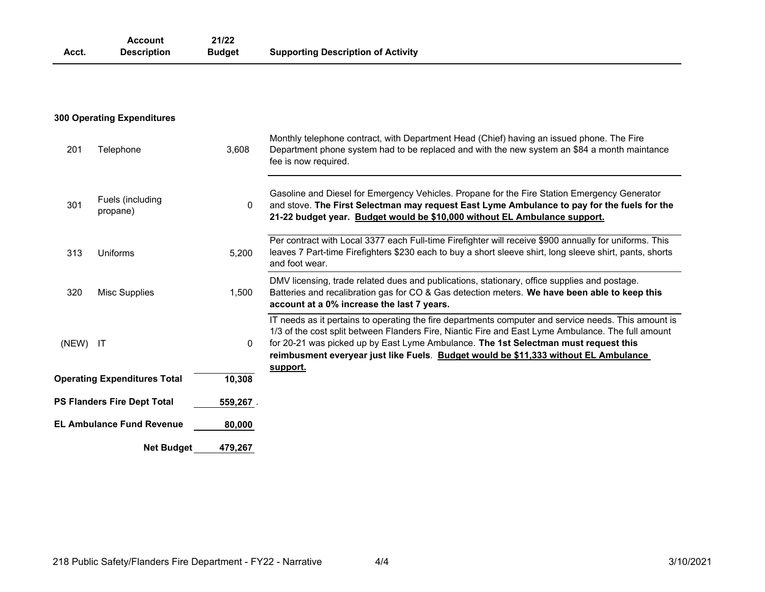| Acct. | Account Description | 21/22 Budget | Supporting Description of Activity |
|---|---|---|---|
| **300 Operating Expenditures** | | | |
| 201 | Telephone | 3,608 | Monthly telephone contract, with Department Head (Chief) having an issued phone. The Fire Department phone system had to be replaced and with the new system an $84 a month maintance fee is now required. |
| 301 | Fuels (including propane) | 0 | Gasoline and Diesel for Emergency Vehicles. Propane for the Fire Station Emergency Generator and stove. **The First Selectman may request East Lyme Ambulance to pay for the fuels for the 21-22 budget year. Budget would be $10,000 without EL Ambulance support.** |
| 313 | Uniforms | 5,200 | Per contract with Local 3377 each Full-time Firefighter will receive $900 annually for uniforms. This leaves 7 Part-time Firefighters $230 each to buy a short sleeve shirt, long sleeve shirt, pants, shorts and foot wear. |
| 320 | Misc Supplies | 1,500 | DMV licensing, trade related dues and publications, stationary, office supplies and postage. Batteries and recalibration gas for CO & Gas detection meters. **We have been able to keep this account at a 0% increase the last 7 years.** |
| (NEW) | IT | 0 | IT needs as it pertains to operating the fire departments computer and service needs. This amount is 1/3 of the cost split between Flanders Fire, Niantic Fire and East Lyme Ambulance. The full amount for 20-21 was picked up by East Lyme Ambulance. **The 1st Selectman must request this reimbusment everyear just like Fuels**. **Budget would be $11,333 without EL Ambulance support.** |
| **Operating Expenditures Total** | | **10,308** | |
| **PS Flanders Fire Dept Total** | | **559,267** | |
| **EL Ambulance Fund Revenue** | | **80,000** | |
| | **Net Budget** | **479,267** | |